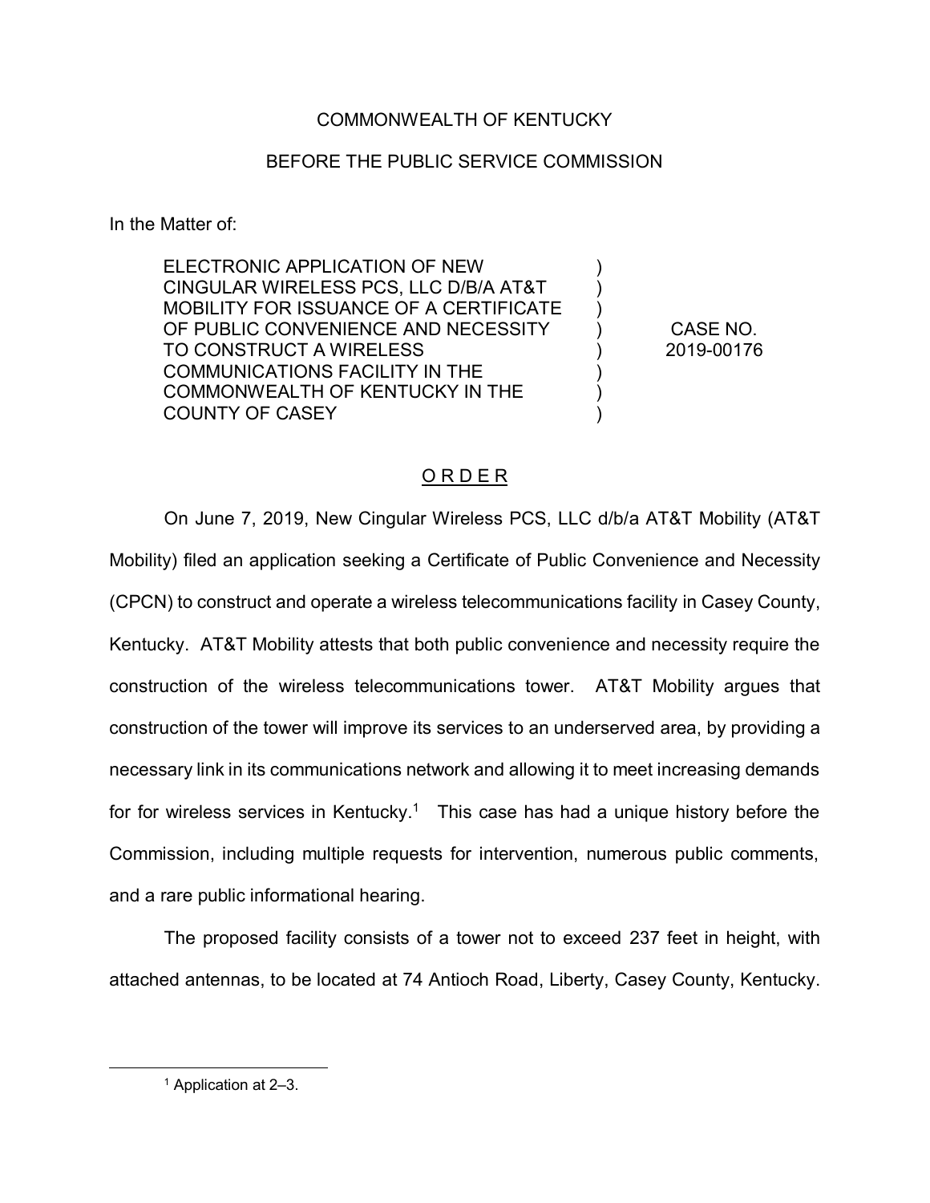COMMONWEALTH OF KENTUCKY

BEFORE THE PUBLIC SERVICE COMMISSION

In the Matter of:

| | | |
|---|---|---|
| ELECTRONIC APPLICATION OF NEW CINGULAR WIRELESS PCS, LLC D/B/A AT&T MOBILITY FOR ISSUANCE OF A CERTIFICATE OF PUBLIC CONVENIENCE AND NECESSITY TO CONSTRUCT A WIRELESS COMMUNICATIONS FACILITY IN THE COMMONWEALTH OF KENTUCKY IN THE COUNTY OF CASEY | ) | CASE NO. 2019-00176 |

## O R D E R

On June 7, 2019, New Cingular Wireless PCS, LLC d/b/a AT&T Mobility (AT&T Mobility) filed an application seeking a Certificate of Public Convenience and Necessity (CPCN) to construct and operate a wireless telecommunications facility in Casey County, Kentucky. AT&T Mobility attests that both public convenience and necessity require the construction of the wireless telecommunications tower. AT&T Mobility argues that construction of the tower will improve its services to an underserved area, by providing a necessary link in its communications network and allowing it to meet increasing demands for for wireless services in Kentucky.[1] This case has had a unique history before the Commission, including multiple requests for intervention, numerous public comments, and a rare public informational hearing.

The proposed facility consists of a tower not to exceed 237 feet in height, with attached antennas, to be located at 74 Antioch Road, Liberty, Casey County, Kentucky.

[1] Application at 2–3.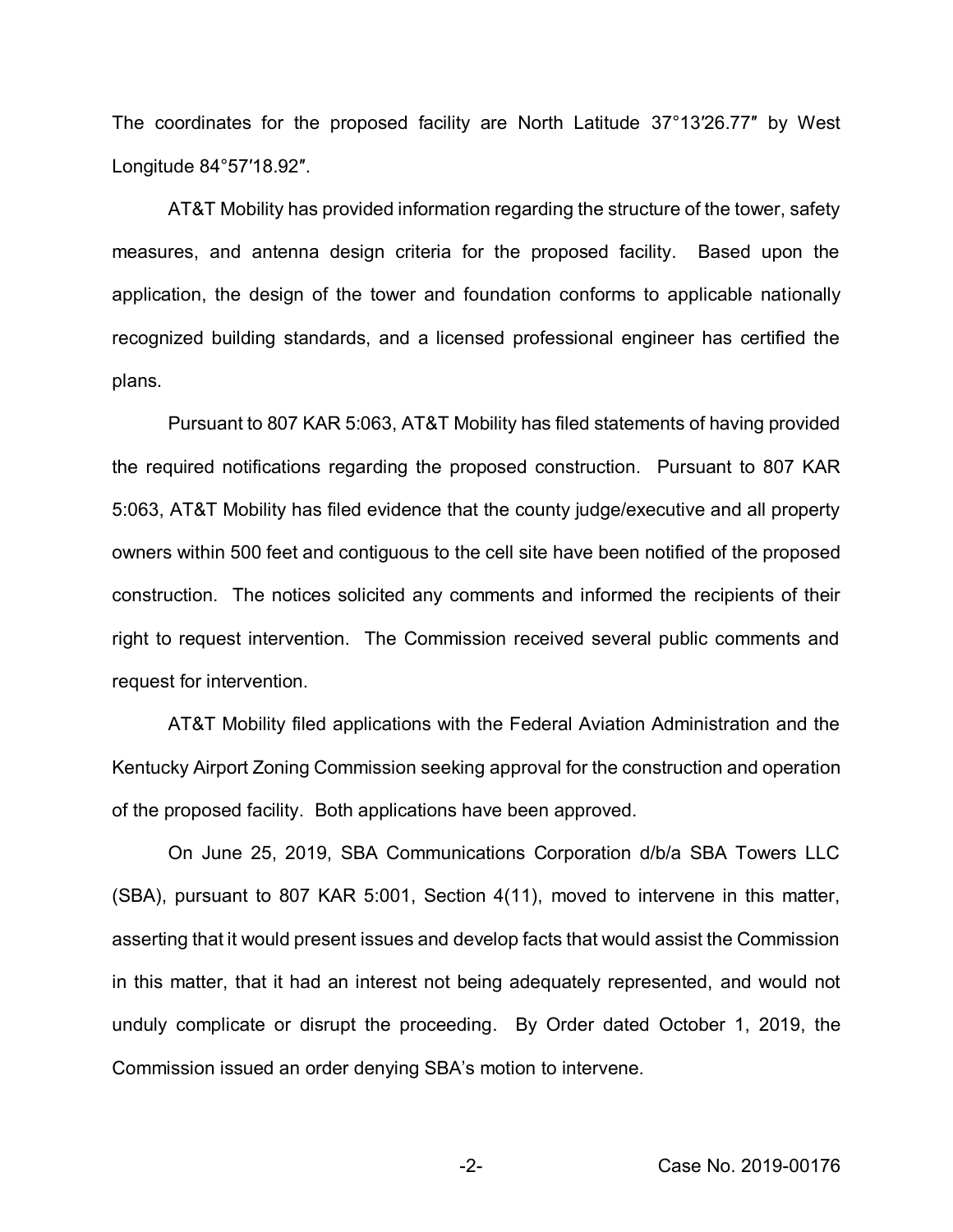The coordinates for the proposed facility are North Latitude 37°13′26.77″ by West Longitude 84°57′18.92″.

AT&T Mobility has provided information regarding the structure of the tower, safety measures, and antenna design criteria for the proposed facility. Based upon the application, the design of the tower and foundation conforms to applicable nationally recognized building standards, and a licensed professional engineer has certified the plans.

Pursuant to 807 KAR 5:063, AT&T Mobility has filed statements of having provided the required notifications regarding the proposed construction. Pursuant to 807 KAR 5:063, AT&T Mobility has filed evidence that the county judge/executive and all property owners within 500 feet and contiguous to the cell site have been notified of the proposed construction. The notices solicited any comments and informed the recipients of their right to request intervention. The Commission received several public comments and request for intervention.

AT&T Mobility filed applications with the Federal Aviation Administration and the Kentucky Airport Zoning Commission seeking approval for the construction and operation of the proposed facility. Both applications have been approved.

On June 25, 2019, SBA Communications Corporation d/b/a SBA Towers LLC (SBA), pursuant to 807 KAR 5:001, Section 4(11), moved to intervene in this matter, asserting that it would present issues and develop facts that would assist the Commission in this matter, that it had an interest not being adequately represented, and would not unduly complicate or disrupt the proceeding. By Order dated October 1, 2019, the Commission issued an order denying SBA's motion to intervene.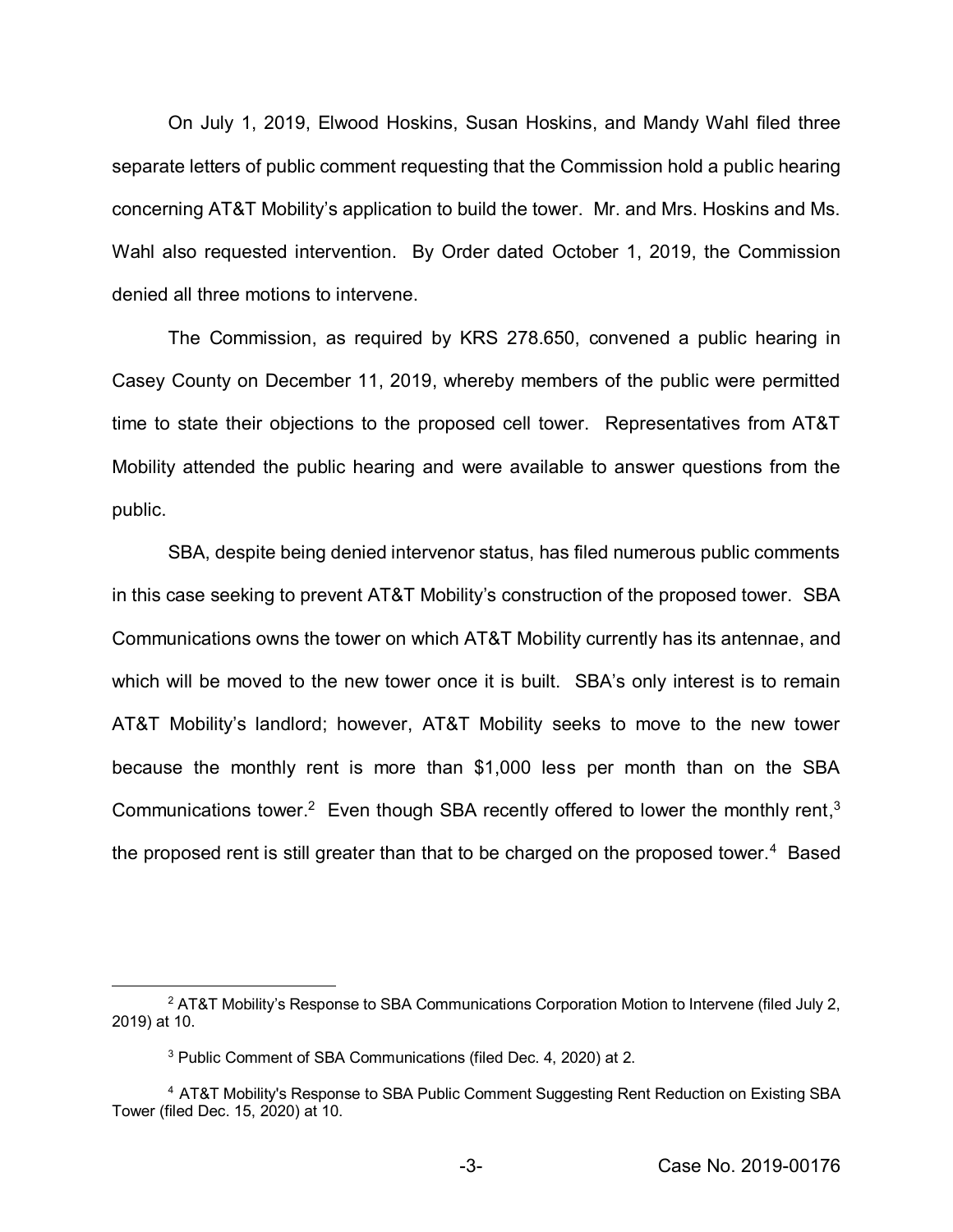On July 1, 2019, Elwood Hoskins, Susan Hoskins, and Mandy Wahl filed three separate letters of public comment requesting that the Commission hold a public hearing concerning AT&T Mobility's application to build the tower. Mr. and Mrs. Hoskins and Ms. Wahl also requested intervention. By Order dated October 1, 2019, the Commission denied all three motions to intervene.

The Commission, as required by KRS 278.650, convened a public hearing in Casey County on December 11, 2019, whereby members of the public were permitted time to state their objections to the proposed cell tower. Representatives from AT&T Mobility attended the public hearing and were available to answer questions from the public.

SBA, despite being denied intervenor status, has filed numerous public comments in this case seeking to prevent AT&T Mobility's construction of the proposed tower. SBA Communications owns the tower on which AT&T Mobility currently has its antennae, and which will be moved to the new tower once it is built. SBA's only interest is to remain AT&T Mobility's landlord; however, AT&T Mobility seeks to move to the new tower because the monthly rent is more than $1,000 less per month than on the SBA Communications tower.[2] Even though SBA recently offered to lower the monthly rent,[3] the proposed rent is still greater than that to be charged on the proposed tower.[4] Based

[2] AT&T Mobility's Response to SBA Communications Corporation Motion to Intervene (filed July 2, 2019) at 10.

[3] Public Comment of SBA Communications (filed Dec. 4, 2020) at 2.

[4] AT&T Mobility's Response to SBA Public Comment Suggesting Rent Reduction on Existing SBA Tower (filed Dec. 15, 2020) at 10.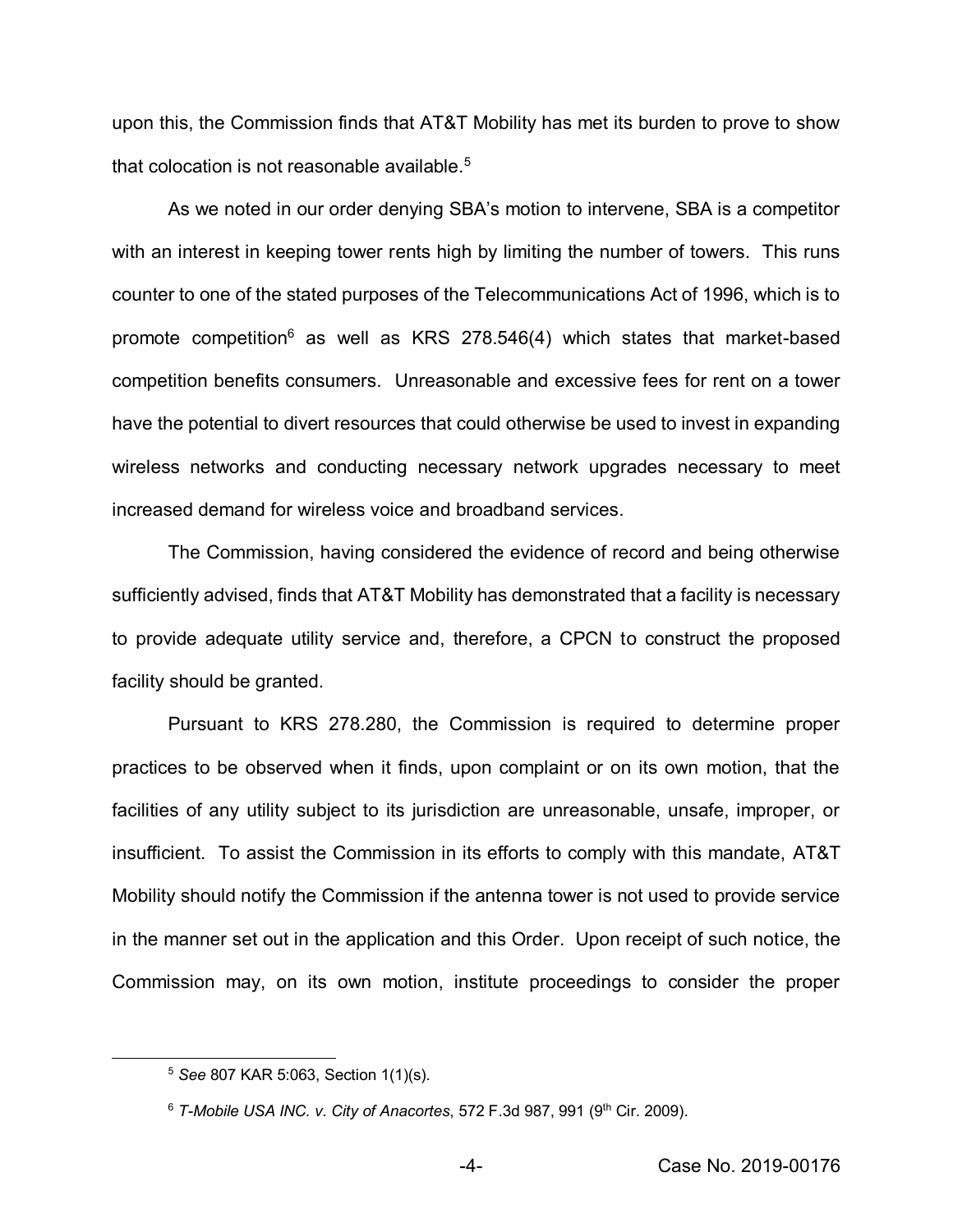upon this, the Commission finds that AT&T Mobility has met its burden to prove to show that colocation is not reasonable available.[5]

As we noted in our order denying SBA's motion to intervene, SBA is a competitor with an interest in keeping tower rents high by limiting the number of towers. This runs counter to one of the stated purposes of the Telecommunications Act of 1996, which is to promote competition[6] as well as KRS 278.546(4) which states that market-based competition benefits consumers. Unreasonable and excessive fees for rent on a tower have the potential to divert resources that could otherwise be used to invest in expanding wireless networks and conducting necessary network upgrades necessary to meet increased demand for wireless voice and broadband services.

The Commission, having considered the evidence of record and being otherwise sufficiently advised, finds that AT&T Mobility has demonstrated that a facility is necessary to provide adequate utility service and, therefore, a CPCN to construct the proposed facility should be granted.

Pursuant to KRS 278.280, the Commission is required to determine proper practices to be observed when it finds, upon complaint or on its own motion, that the facilities of any utility subject to its jurisdiction are unreasonable, unsafe, improper, or insufficient. To assist the Commission in its efforts to comply with this mandate, AT&T Mobility should notify the Commission if the antenna tower is not used to provide service in the manner set out in the application and this Order. Upon receipt of such notice, the Commission may, on its own motion, institute proceedings to consider the proper

---

[5] *See* 807 KAR 5:063, Section 1(1)(s).

[6] *T-Mobile USA INC. v. City of Anacortes*, 572 F.3d 987, 991 (9th Cir. 2009).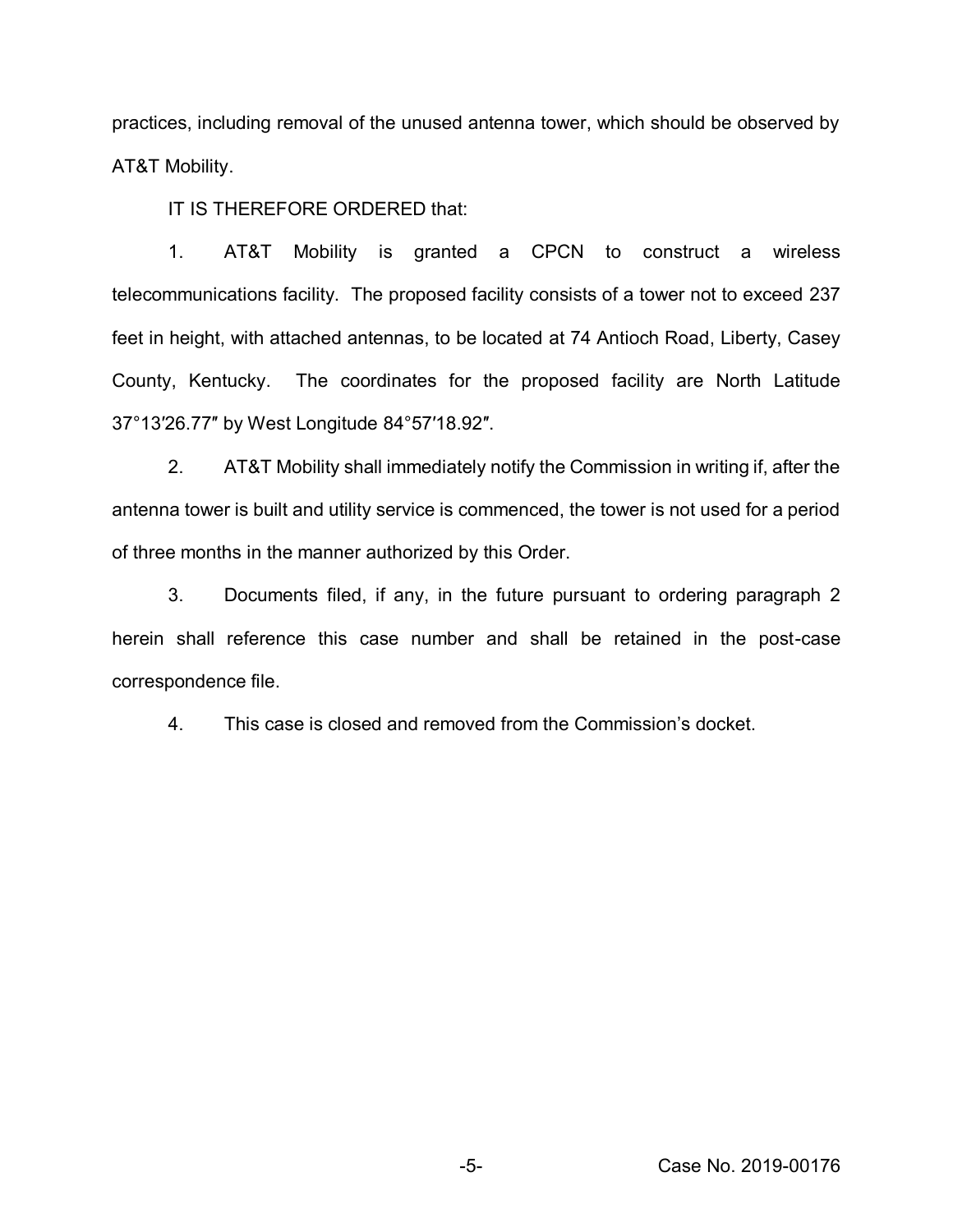practices, including removal of the unused antenna tower, which should be observed by AT&T Mobility.

IT IS THEREFORE ORDERED that:

1. AT&T Mobility is granted a CPCN to construct a wireless telecommunications facility. The proposed facility consists of a tower not to exceed 237 feet in height, with attached antennas, to be located at 74 Antioch Road, Liberty, Casey County, Kentucky. The coordinates for the proposed facility are North Latitude 37°13′26.77″ by West Longitude 84°57′18.92″.

2. AT&T Mobility shall immediately notify the Commission in writing if, after the antenna tower is built and utility service is commenced, the tower is not used for a period of three months in the manner authorized by this Order.

3. Documents filed, if any, in the future pursuant to ordering paragraph 2 herein shall reference this case number and shall be retained in the post-case correspondence file.

4. This case is closed and removed from the Commission's docket.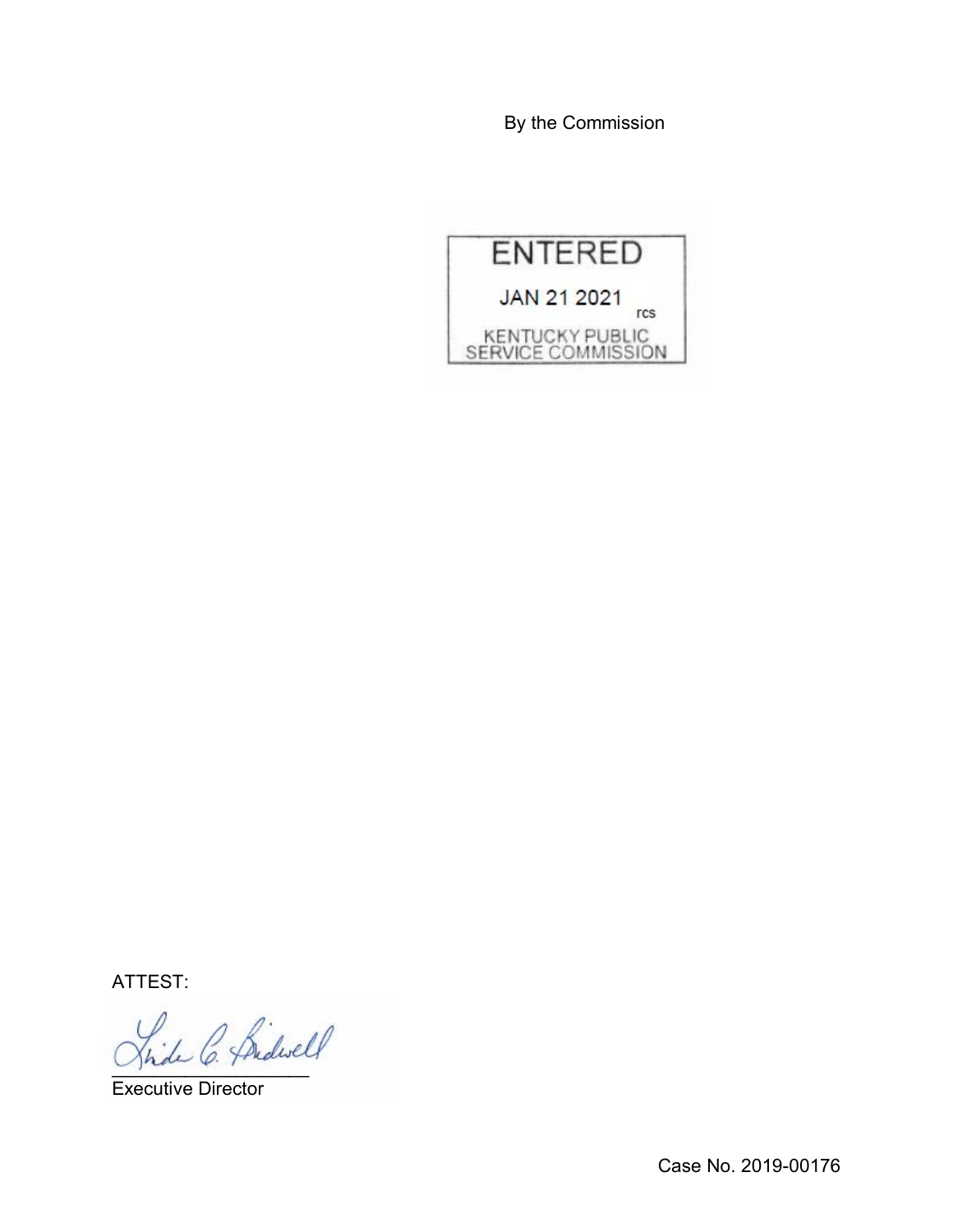By the Commission

ENTERED

JAN 21 2021

rcs

KENTUCKY PUBLIC
SERVICE COMMISSION

ATTEST:

_______________________
Executive Director

Case No. 2019-00176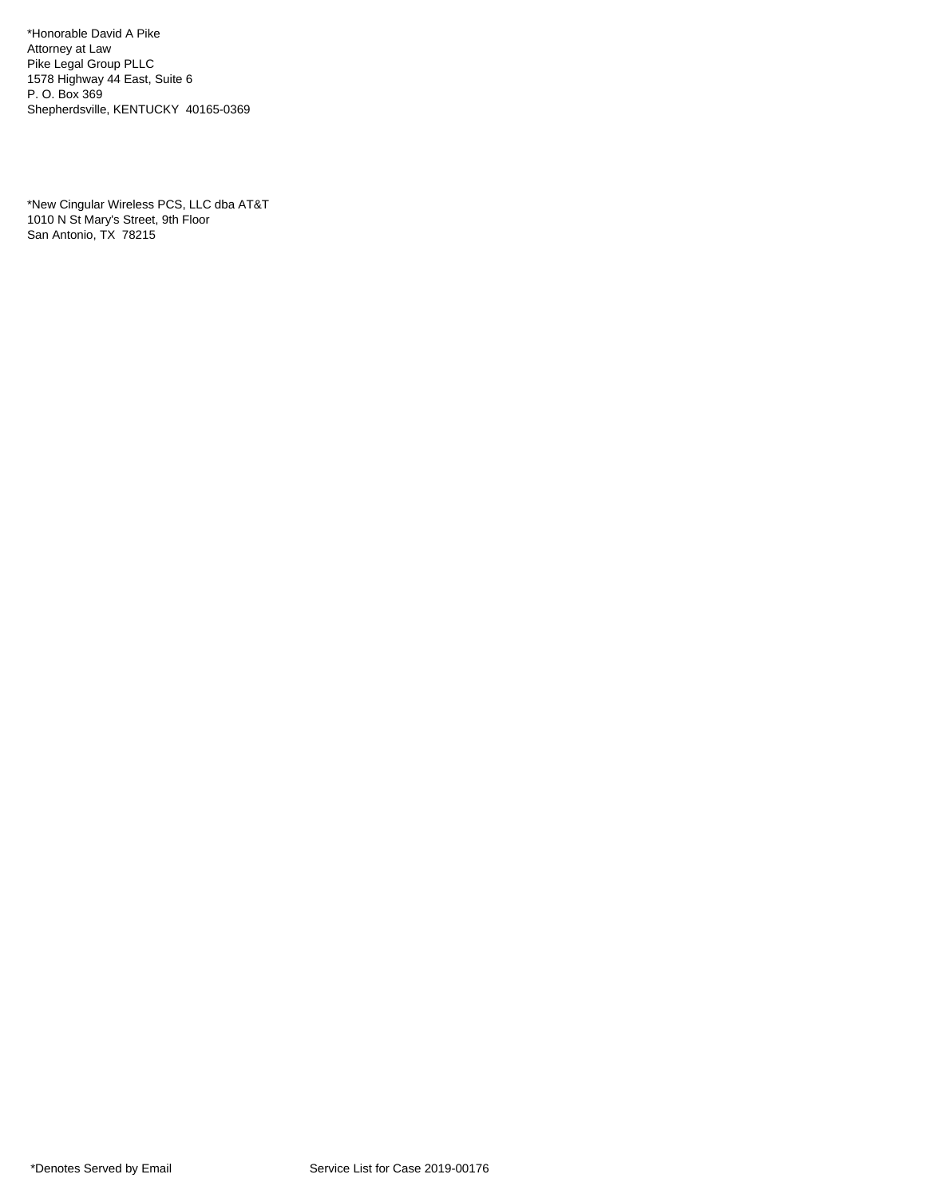*Honorable David A Pike
Attorney at Law
Pike Legal Group PLLC
1578 Highway 44 East, Suite 6
P. O. Box 369
Shepherdsville, KENTUCKY 40165-0369

*New Cingular Wireless PCS, LLC dba AT&T
1010 N St Mary's Street, 9th Floor
San Antonio, TX 78215

*Denotes Served by Email

Service List for Case 2019-00176